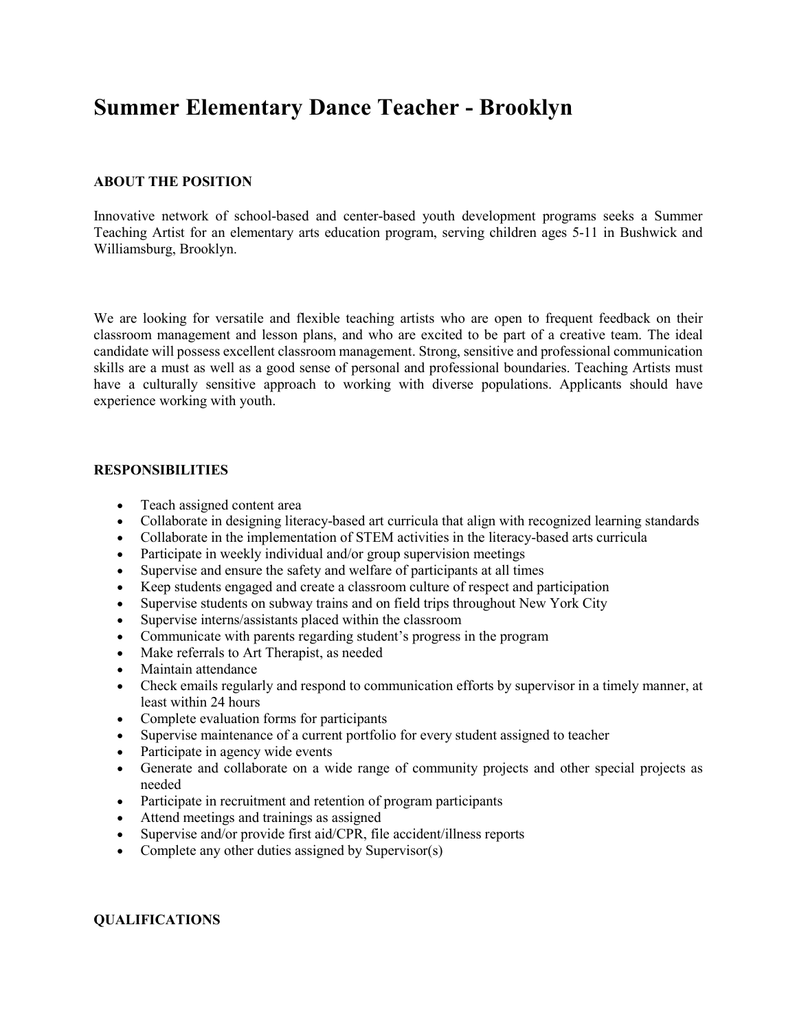# Summer Elementary Dance Teacher - Brooklyn

### ABOUT THE POSITION

Innovative network of school-based and center-based youth development programs seeks a Summer Teaching Artist for an elementary arts education program, serving children ages 5-11 in Bushwick and Williamsburg, Brooklyn.

We are looking for versatile and flexible teaching artists who are open to frequent feedback on their classroom management and lesson plans, and who are excited to be part of a creative team. The ideal candidate will possess excellent classroom management. Strong, sensitive and professional communication skills are a must as well as a good sense of personal and professional boundaries. Teaching Artists must have a culturally sensitive approach to working with diverse populations. Applicants should have experience working with youth.

### RESPONSIBILITIES

- Teach assigned content area
- Collaborate in designing literacy-based art curricula that align with recognized learning standards
- Collaborate in the implementation of STEM activities in the literacy-based arts curricula
- Participate in weekly individual and/or group supervision meetings
- Supervise and ensure the safety and welfare of participants at all times
- Keep students engaged and create a classroom culture of respect and participation
- Supervise students on subway trains and on field trips throughout New York City
- Supervise interns/assistants placed within the classroom
- Communicate with parents regarding student's progress in the program
- Make referrals to Art Therapist, as needed
- Maintain attendance
- Check emails regularly and respond to communication efforts by supervisor in a timely manner, at least within 24 hours
- Complete evaluation forms for participants
- Supervise maintenance of a current portfolio for every student assigned to teacher
- Participate in agency wide events
- Generate and collaborate on a wide range of community projects and other special projects as needed
- Participate in recruitment and retention of program participants
- Attend meetings and trainings as assigned
- Supervise and/or provide first aid/CPR, file accident/illness reports
- Complete any other duties assigned by Supervisor(s)

### QUALIFICATIONS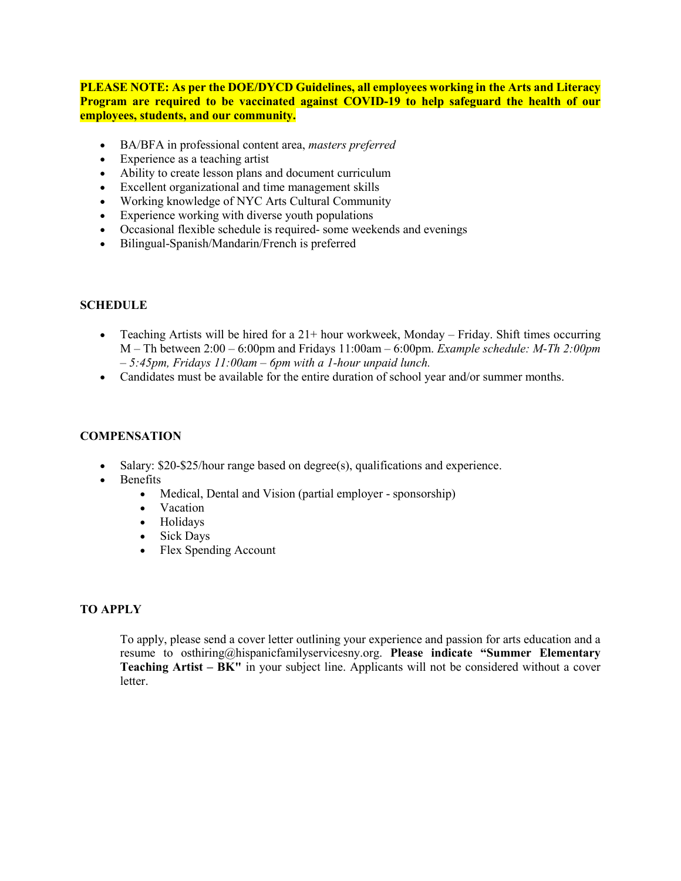**PLEASE NOTE: As per the DOE/DYCD Guidelines, all employees working in the Arts and Literacy Program are required to be vaccinated against COVID-19 to help safeguard the health of our employees, students, and our community.**

- BA/BFA in professional content area, *masters preferred*
- Experience as a teaching artist
- Ability to create lesson plans and document curriculum
- Excellent organizational and time management skills
- Working knowledge of NYC Arts Cultural Community
- Experience working with diverse youth populations
- Occasional flexible schedule is required- some weekends and evenings
- Bilingual-Spanish/Mandarin/French is preferred

**SCHEDULE**

- Teaching Artists will be hired for a 21+ hour workweek, Monday – Friday. Shift times occurring M – Th between 2:00 – 6:00pm and Fridays 11:00am – 6:00pm. *Example schedule: M-Th 2:00pm – 5:45pm, Fridays 11:00am – 6pm with a 1-hour unpaid lunch.*
- Candidates must be available for the entire duration of school year and/or summer months.

**COMPENSATION**

- Salary: $20-$25/hour range based on degree(s), qualifications and experience.
- Benefits
  - Medical, Dental and Vision (partial employer - sponsorship)
  - Vacation
  - Holidays
  - Sick Days
  - Flex Spending Account

**TO APPLY**

To apply, please send a cover letter outlining your experience and passion for arts education and a resume to osthiring@hispanicfamilyservicesny.org. **Please indicate "Summer Elementary Teaching Artist – BK"** in your subject line. Applicants will not be considered without a cover letter.